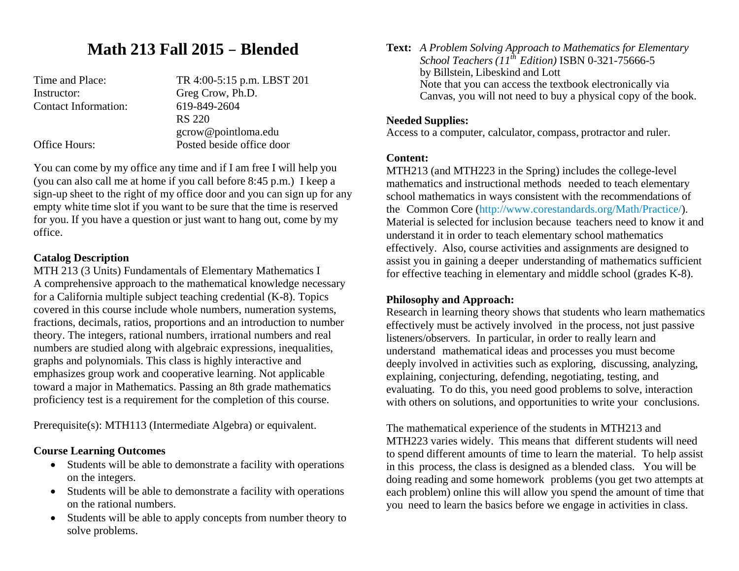# Math 213 Fall 2015 – Blended

| | |
|---|---|
| Time and Place: | TR 4:00-5:15 p.m. LBST 201 |
| Instructor: | Greg Crow, Ph.D. |
| Contact Information: | 619-849-2604 |
| | RS 220 |
| | gcrow@pointloma.edu |
| Office Hours: | Posted beside office door |

You can come by my office any time and if I am free I will help you (you can also call me at home if you call before 8:45 p.m.) I keep a sign-up sheet to the right of my office door and you can sign up for any empty white time slot if you want to be sure that the time is reserved for you. If you have a question or just want to hang out, come by my office.

**Catalog Description**

MTH 213 (3 Units) Fundamentals of Elementary Mathematics I

A comprehensive approach to the mathematical knowledge necessary for a California multiple subject teaching credential (K-8). Topics covered in this course include whole numbers, numeration systems, fractions, decimals, ratios, proportions and an introduction to number theory. The integers, rational numbers, irrational numbers and real numbers are studied along with algebraic expressions, inequalities, graphs and polynomials. This class is highly interactive and emphasizes group work and cooperative learning. Not applicable toward a major in Mathematics. Passing an 8th grade mathematics proficiency test is a requirement for the completion of this course.

Prerequisite(s): MTH113 (Intermediate Algebra) or equivalent.

**Course Learning Outcomes**

- Students will be able to demonstrate a facility with operations on the integers.
- Students will be able to demonstrate a facility with operations on the rational numbers.
- Students will be able to apply concepts from number theory to solve problems.

**Text:** *A Problem Solving Approach to Mathematics for Elementary School Teachers (11th Edition)* ISBN 0-321-75666-5 by Billstein, Libeskind and Lott

Note that you can access the textbook electronically via Canvas, you will not need to buy a physical copy of the book.

**Needed Supplies:**

Access to a computer, calculator, compass, protractor and ruler.

**Content:**

MTH213 (and MTH223 in the Spring) includes the college-level mathematics and instructional methods needed to teach elementary school mathematics in ways consistent with the recommendations of the Common Core (http://www.corestandards.org/Math/Practice/). Material is selected for inclusion because teachers need to know it and understand it in order to teach elementary school mathematics effectively. Also, course activities and assignments are designed to assist you in gaining a deeper understanding of mathematics sufficient for effective teaching in elementary and middle school (grades K-8).

**Philosophy and Approach:**

Research in learning theory shows that students who learn mathematics effectively must be actively involved in the process, not just passive listeners/observers. In particular, in order to really learn and understand mathematical ideas and processes you must become deeply involved in activities such as exploring, discussing, analyzing, explaining, conjecturing, defending, negotiating, testing, and evaluating. To do this, you need good problems to solve, interaction with others on solutions, and opportunities to write your conclusions.

The mathematical experience of the students in MTH213 and MTH223 varies widely. This means that different students will need to spend different amounts of time to learn the material. To help assist in this process, the class is designed as a blended class. You will be doing reading and some homework problems (you get two attempts at each problem) online this will allow you spend the amount of time that you need to learn the basics before we engage in activities in class.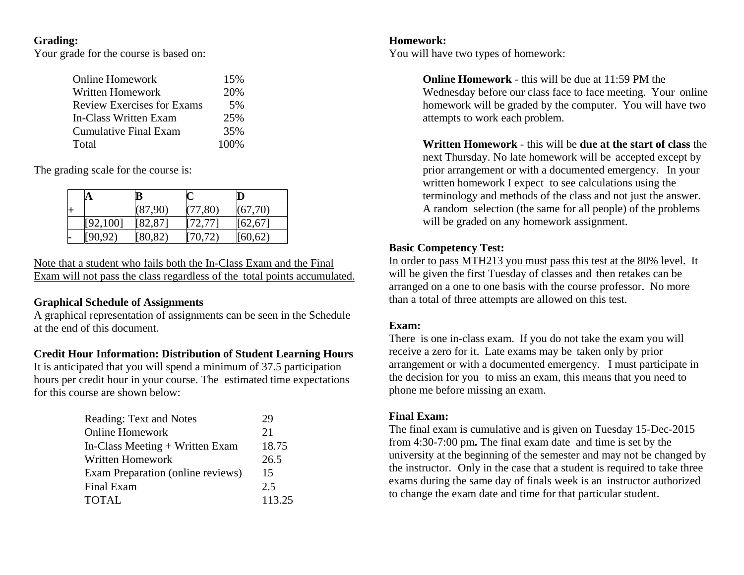**Grading:**
Your grade for the course is based on:

| | |
|---|---|
| Online Homework | 15% |
| Written Homework | 20% |
| Review Exercises for Exams | 5% |
| In-Class Written Exam | 25% |
| Cumulative Final Exam | 35% |
| Total | 100% |

The grading scale for the course is:

| | A | B | C | D |
|---|---|---|---|---|
| + | | (87,90) | (77,80) | (67,70) |
| | [92,100] | [82,87] | [72,77] | [62,67] |
| - | [90,92) | [80,82) | [70,72) | [60,62) |

<u>Note that a student who fails both the In-Class Exam and the Final Exam will not pass the class regardless of the total points accumulated.</u>

**Graphical Schedule of Assignments**
A graphical representation of assignments can be seen in the Schedule at the end of this document.

**Credit Hour Information: Distribution of Student Learning Hours**
It is anticipated that you will spend a minimum of 37.5 participation hours per credit hour in your course. The estimated time expectations for this course are shown below:

| | |
|---|---|
| Reading: Text and Notes | 29 |
| Online Homework | 21 |
| In-Class Meeting + Written Exam | 18.75 |
| Written Homework | 26.5 |
| Exam Preparation (online reviews) | 15 |
| Final Exam | 2.5 |
| TOTAL | 113.25 |

**Homework:**
You will have two types of homework:

**Online Homework** - this will be due at 11:59 PM the Wednesday before our class face to face meeting. Your online homework will be graded by the computer. You will have two attempts to work each problem.

**Written Homework** - this will be **due at the start of class** the next Thursday. No late homework will be accepted except by prior arrangement or with a documented emergency. In your written homework I expect to see calculations using the terminology and methods of the class and not just the answer. A random selection (the same for all people) of the problems will be graded on any homework assignment.

**Basic Competency Test:**
<u>In order to pass MTH213 you must pass this test at the 80% level.</u> It will be given the first Tuesday of classes and then retakes can be arranged on a one to one basis with the course professor. No more than a total of three attempts are allowed on this test.

**Exam:**
There is one in-class exam. If you do not take the exam you will receive a zero for it. Late exams may be taken only by prior arrangement or with a documented emergency. I must participate in the decision for you to miss an exam, this means that you need to phone me before missing an exam.

**Final Exam:**
The final exam is cumulative and is given on Tuesday 15-Dec-2015 from 4:30-7:00 pm**.** The final exam date and time is set by the university at the beginning of the semester and may not be changed by the instructor. Only in the case that a student is required to take three exams during the same day of finals week is an instructor authorized to change the exam date and time for that particular student.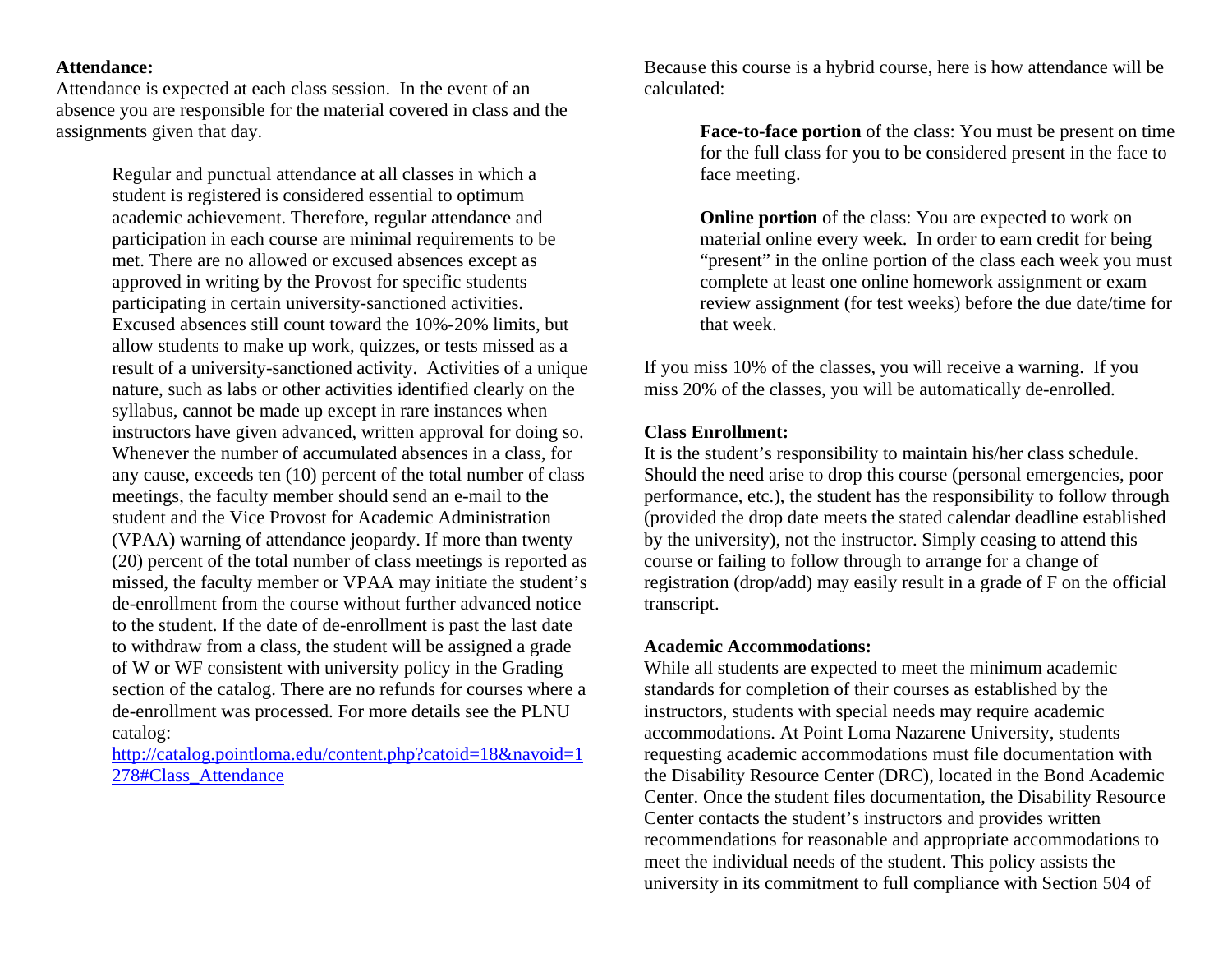**Attendance:**

Attendance is expected at each class session. In the event of an absence you are responsible for the material covered in class and the assignments given that day.

> Regular and punctual attendance at all classes in which a student is registered is considered essential to optimum academic achievement. Therefore, regular attendance and participation in each course are minimal requirements to be met. There are no allowed or excused absences except as approved in writing by the Provost for specific students participating in certain university-sanctioned activities. Excused absences still count toward the 10%-20% limits, but allow students to make up work, quizzes, or tests missed as a result of a university-sanctioned activity. Activities of a unique nature, such as labs or other activities identified clearly on the syllabus, cannot be made up except in rare instances when instructors have given advanced, written approval for doing so. Whenever the number of accumulated absences in a class, for any cause, exceeds ten (10) percent of the total number of class meetings, the faculty member should send an e-mail to the student and the Vice Provost for Academic Administration (VPAA) warning of attendance jeopardy. If more than twenty (20) percent of the total number of class meetings is reported as missed, the faculty member or VPAA may initiate the student's de-enrollment from the course without further advanced notice to the student. If the date of de-enrollment is past the last date to withdraw from a class, the student will be assigned a grade of W or WF consistent with university policy in the Grading section of the catalog. There are no refunds for courses where a de-enrollment was processed. For more details see the PLNU catalog:
> [http://catalog.pointloma.edu/content.php?catoid=18&navoid=1278#Class_Attendance](http://catalog.pointloma.edu/content.php?catoid=18&navoid=1278#Class_Attendance)

Because this course is a hybrid course, here is how attendance will be calculated:

> **Face-to-face portion** of the class: You must be present on time for the full class for you to be considered present in the face to face meeting.
>
> **Online portion** of the class: You are expected to work on material online every week. In order to earn credit for being "present" in the online portion of the class each week you must complete at least one online homework assignment or exam review assignment (for test weeks) before the due date/time for that week.

If you miss 10% of the classes, you will receive a warning. If you miss 20% of the classes, you will be automatically de-enrolled.

**Class Enrollment:**

It is the student's responsibility to maintain his/her class schedule. Should the need arise to drop this course (personal emergencies, poor performance, etc.), the student has the responsibility to follow through (provided the drop date meets the stated calendar deadline established by the university), not the instructor. Simply ceasing to attend this course or failing to follow through to arrange for a change of registration (drop/add) may easily result in a grade of F on the official transcript.

**Academic Accommodations:**

While all students are expected to meet the minimum academic standards for completion of their courses as established by the instructors, students with special needs may require academic accommodations. At Point Loma Nazarene University, students requesting academic accommodations must file documentation with the Disability Resource Center (DRC), located in the Bond Academic Center. Once the student files documentation, the Disability Resource Center contacts the student's instructors and provides written recommendations for reasonable and appropriate accommodations to meet the individual needs of the student. This policy assists the university in its commitment to full compliance with Section 504 of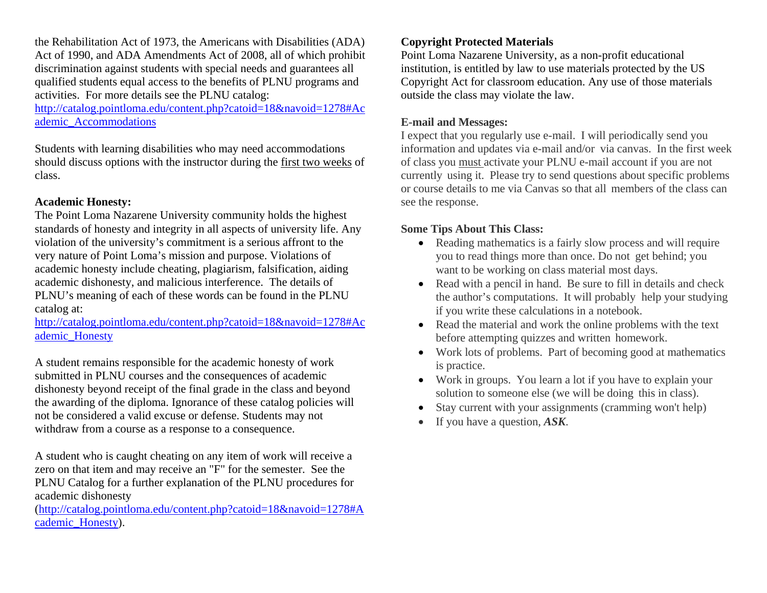the Rehabilitation Act of 1973, the Americans with Disabilities (ADA) Act of 1990, and ADA Amendments Act of 2008, all of which prohibit discrimination against students with special needs and guarantees all qualified students equal access to the benefits of PLNU programs and activities. For more details see the PLNU catalog: http://catalog.pointloma.edu/content.php?catoid=18&navoid=1278#Academic_Accommodations

Students with learning disabilities who may need accommodations should discuss options with the instructor during the first two weeks of class.

**Academic Honesty:**
The Point Loma Nazarene University community holds the highest standards of honesty and integrity in all aspects of university life. Any violation of the university's commitment is a serious affront to the very nature of Point Loma's mission and purpose. Violations of academic honesty include cheating, plagiarism, falsification, aiding academic dishonesty, and malicious interference. The details of PLNU's meaning of each of these words can be found in the PLNU catalog at: http://catalog.pointloma.edu/content.php?catoid=18&navoid=1278#Academic_Honesty

A student remains responsible for the academic honesty of work submitted in PLNU courses and the consequences of academic dishonesty beyond receipt of the final grade in the class and beyond the awarding of the diploma. Ignorance of these catalog policies will not be considered a valid excuse or defense. Students may not withdraw from a course as a response to a consequence.

A student who is caught cheating on any item of work will receive a zero on that item and may receive an "F" for the semester. See the PLNU Catalog for a further explanation of the PLNU procedures for academic dishonesty (http://catalog.pointloma.edu/content.php?catoid=18&navoid=1278#Academic_Honesty).

**Copyright Protected Materials**
Point Loma Nazarene University, as a non-profit educational institution, is entitled by law to use materials protected by the US Copyright Act for classroom education. Any use of those materials outside the class may violate the law.

**E-mail and Messages:**
I expect that you regularly use e-mail. I will periodically send you information and updates via e-mail and/or via canvas. In the first week of class you must activate your PLNU e-mail account if you are not currently using it. Please try to send questions about specific problems or course details to me via Canvas so that all members of the class can see the response.

**Some Tips About This Class:**

- Reading mathematics is a fairly slow process and will require you to read things more than once. Do not get behind; you want to be working on class material most days.
- Read with a pencil in hand. Be sure to fill in details and check the author's computations. It will probably help your studying if you write these calculations in a notebook.
- Read the material and work the online problems with the text before attempting quizzes and written homework.
- Work lots of problems. Part of becoming good at mathematics is practice.
- Work in groups. You learn a lot if you have to explain your solution to someone else (we will be doing this in class).
- Stay current with your assignments (cramming won't help)
- If you have a question, ***ASK***.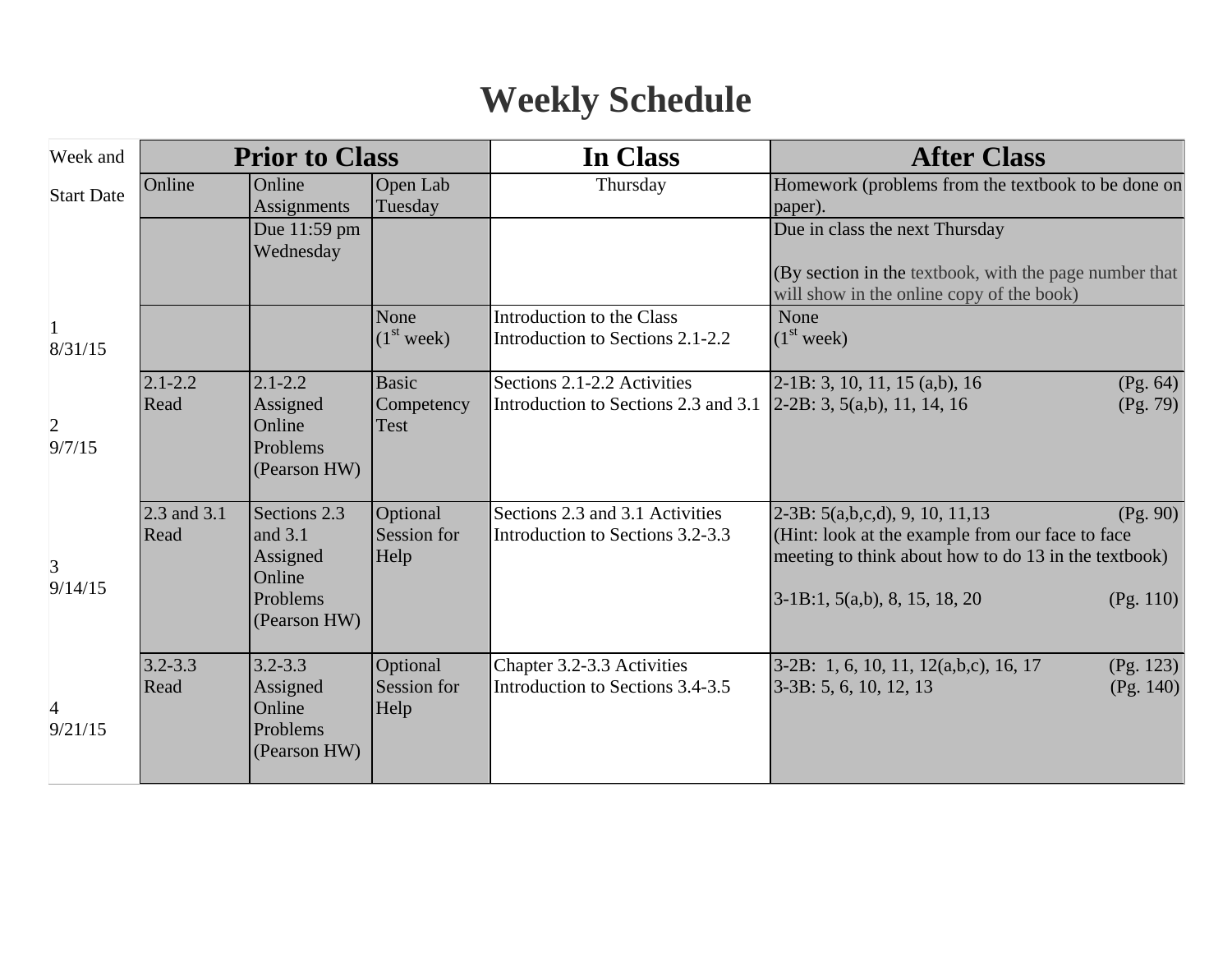# Weekly Schedule

| Week and Start Date | Prior to Class | | | In Class | After Class |
|---|---|---|---|---|---|
| | Online | Online Assignments | Open Lab Tuesday | Thursday | Homework (problems from the textbook to be done on paper). |
| | | Due 11:59 pm Wednesday | | | Due in class the next Thursday<br><br>(By section in the textbook, with the page number that will show in the online copy of the book) |
| 1<br>8/31/15 | | | None<br>(1st week) | Introduction to the Class<br>Introduction to Sections 2.1-2.2 | None<br>(1st week) |
| 2<br>9/7/15 | 2.1-2.2<br>Read | 2.1-2.2<br>Assigned Online Problems (Pearson HW) | Basic Competency Test | Sections 2.1-2.2 Activities<br>Introduction to Sections 2.3 and 3.1 | 2-1B: 3, 10, 11, 15 (a,b), 16 (Pg. 64)<br>2-2B: 3, 5(a,b), 11, 14, 16 (Pg. 79) |
| 3<br>9/14/15 | 2.3 and 3.1<br>Read | Sections 2.3 and 3.1 Assigned Online Problems (Pearson HW) | Optional Session for Help | Sections 2.3 and 3.1 Activities<br>Introduction to Sections 3.2-3.3 | 2-3B: 5(a,b,c,d), 9, 10, 11,13 (Pg. 90)<br>(Hint: look at the example from our face to face meeting to think about how to do 13 in the textbook)<br><br>3-1B:1, 5(a,b), 8, 15, 18, 20 (Pg. 110) |
| 4<br>9/21/15 | 3.2-3.3<br>Read | 3.2-3.3<br>Assigned Online Problems (Pearson HW) | Optional Session for Help | Chapter 3.2-3.3 Activities<br>Introduction to Sections 3.4-3.5 | 3-2B: 1, 6, 10, 11, 12(a,b,c), 16, 17 (Pg. 123)<br>3-3B: 5, 6, 10, 12, 13 (Pg. 140) |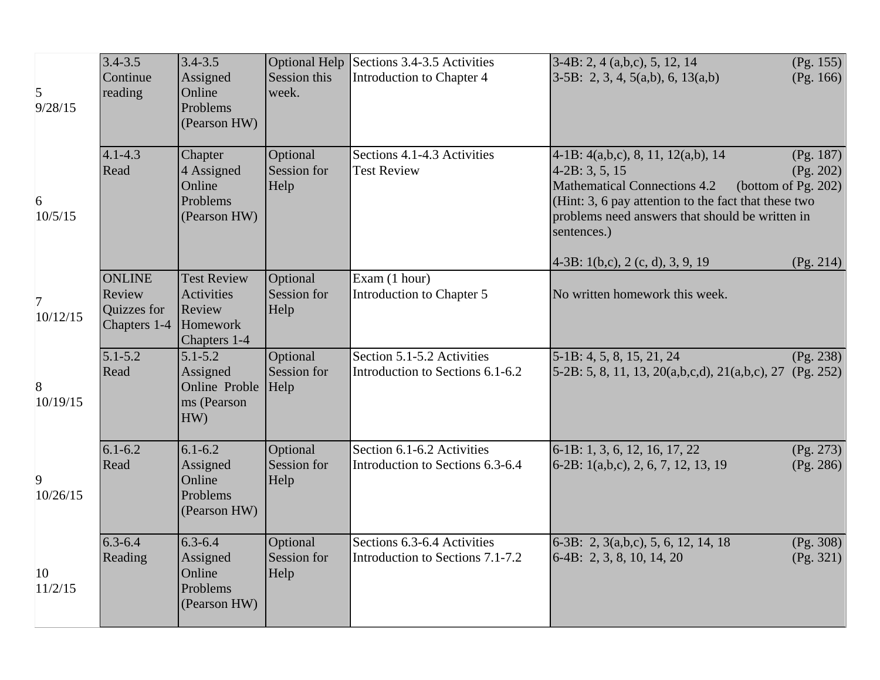| | | | | | |
|---|---|---|---|---|---|
| 5<br>9/28/15 | 3.4-3.5<br>Continue reading | 3.4-3.5<br>Assigned Online Problems (Pearson HW) | Optional Help Session this week. | Sections 3.4-3.5 Activities<br>Introduction to Chapter 4 | 3-4B: 2, 4 (a,b,c), 5, 12, 14 (Pg. 155)<br>3-5B: 2, 3, 4, 5(a,b), 6, 13(a,b) (Pg. 166) |
| 6<br>10/5/15 | 4.1-4.3<br>Read | Chapter 4 Assigned Online Problems (Pearson HW) | Optional Session for Help | Sections 4.1-4.3 Activities<br>Test Review | 4-1B: 4(a,b,c), 8, 11, 12(a,b), 14 (Pg. 187)<br>4-2B: 3, 5, 15 (Pg. 202)<br>Mathematical Connections 4.2 (bottom of Pg. 202)<br>(Hint: 3, 6 pay attention to the fact that these two problems need answers that should be written in sentences.)<br><br>4-3B: 1(b,c), 2 (c, d), 3, 9, 19 (Pg. 214) |
| 7<br>10/12/15 | ONLINE Review Quizzes for Chapters 1-4 | Test Review Activities Review Homework Chapters 1-4 | Optional Session for Help | Exam (1 hour)<br>Introduction to Chapter 5 | No written homework this week. |
| 8<br>10/19/15 | 5.1-5.2<br>Read | 5.1-5.2<br>Assigned Online Problems (Pearson HW) | Optional Session for Help | Section 5.1-5.2 Activities<br>Introduction to Sections 6.1-6.2 | 5-1B: 4, 5, 8, 15, 21, 24 (Pg. 238)<br>5-2B: 5, 8, 11, 13, 20(a,b,c,d), 21(a,b,c), 27 (Pg. 252) |
| 9<br>10/26/15 | 6.1-6.2<br>Read | 6.1-6.2<br>Assigned Online Problems (Pearson HW) | Optional Session for Help | Section 6.1-6.2 Activities<br>Introduction to Sections 6.3-6.4 | 6-1B: 1, 3, 6, 12, 16, 17, 22 (Pg. 273)<br>6-2B: 1(a,b,c), 2, 6, 7, 12, 13, 19 (Pg. 286) |
| 10<br>11/2/15 | 6.3-6.4<br>Reading | 6.3-6.4<br>Assigned Online Problems (Pearson HW) | Optional Session for Help | Sections 6.3-6.4 Activities<br>Introduction to Sections 7.1-7.2 | 6-3B: 2, 3(a,b,c), 5, 6, 12, 14, 18 (Pg. 308)<br>6-4B: 2, 3, 8, 10, 14, 20 (Pg. 321) |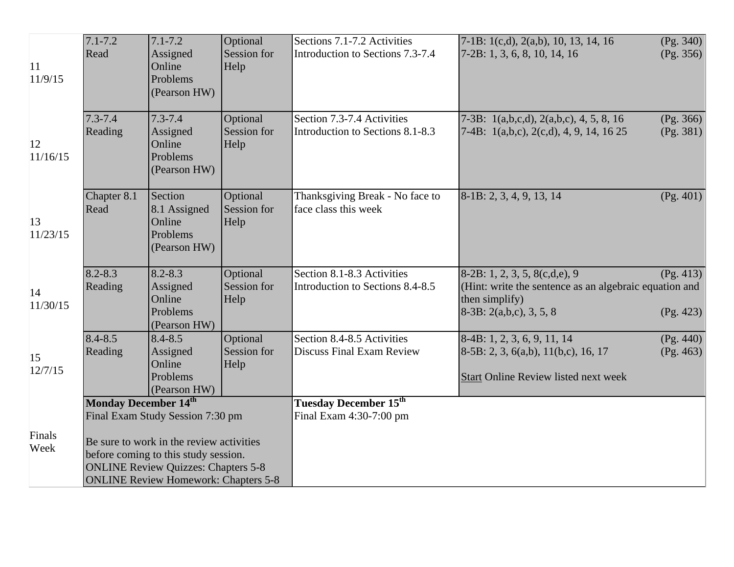| | | | | | |
|---|---|---|---|---|---|
| 11<br>11/9/15 | 7.1-7.2<br>Read | 7.1-7.2<br>Assigned Online Problems (Pearson HW) | Optional Session for Help | Sections 7.1-7.2 Activities<br>Introduction to Sections 7.3-7.4 | 7-1B: 1(c,d), 2(a,b), 10, 13, 14, 16 (Pg. 340)<br>7-2B: 1, 3, 6, 8, 10, 14, 16 (Pg. 356) |
| 12<br>11/16/15 | 7.3-7.4<br>Reading | 7.3-7.4<br>Assigned Online Problems (Pearson HW) | Optional Session for Help | Section 7.3-7.4 Activities<br>Introduction to Sections 8.1-8.3 | 7-3B: 1(a,b,c,d), 2(a,b,c), 4, 5, 8, 16 (Pg. 366)<br>7-4B: 1(a,b,c), 2(c,d), 4, 9, 14, 16 25 (Pg. 381) |
| 13<br>11/23/15 | Chapter 8.1<br>Read | Section 8.1 Assigned Online Problems (Pearson HW) | Optional Session for Help | Thanksgiving Break - No face to face class this week | 8-1B: 2, 3, 4, 9, 13, 14 (Pg. 401) |
| 14<br>11/30/15 | 8.2-8.3<br>Reading | 8.2-8.3<br>Assigned Online Problems (Pearson HW) | Optional Session for Help | Section 8.1-8.3 Activities<br>Introduction to Sections 8.4-8.5 | 8-2B: 1, 2, 3, 5, 8(c,d,e), 9 (Pg. 413)<br>(Hint: write the sentence as an algebraic equation and then simplify)<br>8-3B: 2(a,b,c), 3, 5, 8 (Pg. 423) |
| 15<br>12/7/15 | 8.4-8.5<br>Reading | 8.4-8.5<br>Assigned Online Problems (Pearson HW) | Optional Session for Help | Section 8.4-8.5 Activities<br>Discuss Final Exam Review | 8-4B: 1, 2, 3, 6, 9, 11, 14 (Pg. 440)<br>8-5B: 2, 3, 6(a,b), 11(b,c), 16, 17 (Pg. 463)<br><br>Start Online Review listed next week |
| Finals Week | **Monday December 14th**<br>Final Exam Study Session 7:30 pm<br><br>Be sure to work in the review activities before coming to this study session.<br>ONLINE Review Quizzes: Chapters 5-8<br>ONLINE Review Homework: Chapters 5-8 | | | **Tuesday December 15th**<br>Final Exam 4:30-7:00 pm | |